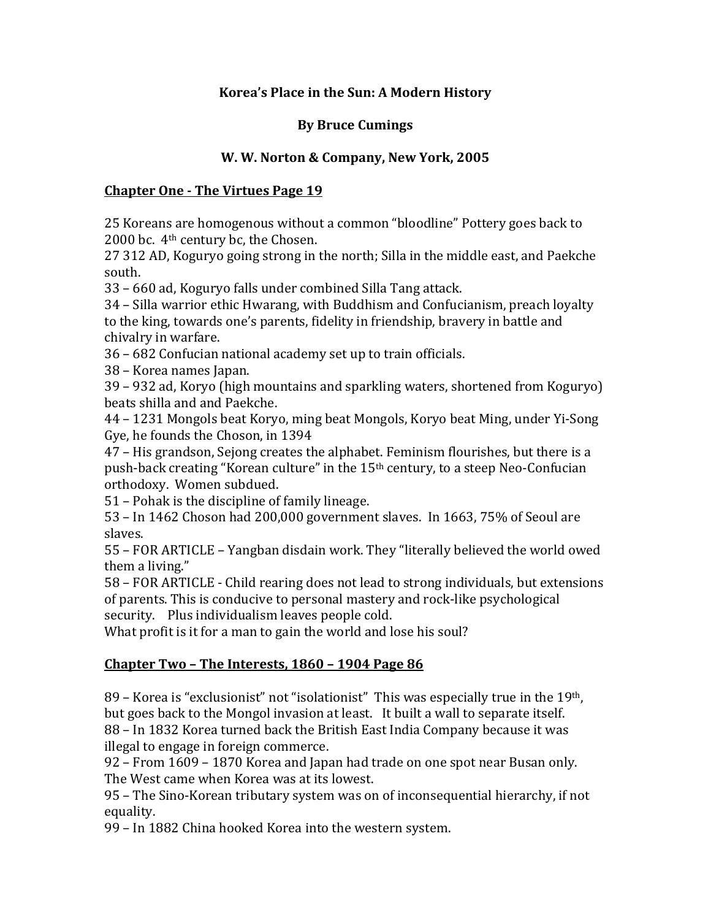# Korea's Place in the Sun: A Modern History

## By Bruce Cumings

### W. W. Norton & Company, New York, 2005

**Chapter One - The Virtues Page 19**

25 Koreans are homogenous without a common "bloodline" Pottery goes back to 2000 bc. 4th century bc, the Chosen.
27 312 AD, Koguryo going strong in the north; Silla in the middle east, and Paekche south.
33 – 660 ad, Koguryo falls under combined Silla Tang attack.
34 – Silla warrior ethic Hwarang, with Buddhism and Confucianism, preach loyalty to the king, towards one's parents, fidelity in friendship, bravery in battle and chivalry in warfare.
36 – 682 Confucian national academy set up to train officials.
38 – Korea names Japan.
39 – 932 ad, Koryo (high mountains and sparkling waters, shortened from Koguryo) beats shilla and and Paekche.
44 – 1231 Mongols beat Koryo, ming beat Mongols, Koryo beat Ming, under Yi-Song Gye, he founds the Choson, in 1394
47 – His grandson, Sejong creates the alphabet. Feminism flourishes, but there is a push-back creating "Korean culture" in the 15th century, to a steep Neo-Confucian orthodoxy. Women subdued.
51 – Pohak is the discipline of family lineage.
53 – In 1462 Choson had 200,000 government slaves. In 1663, 75% of Seoul are slaves.
55 – FOR ARTICLE – Yangban disdain work. They "literally believed the world owed them a living."
58 – FOR ARTICLE - Child rearing does not lead to strong individuals, but extensions of parents. This is conducive to personal mastery and rock-like psychological security. Plus individualism leaves people cold.
What profit is it for a man to gain the world and lose his soul?

**Chapter Two – The Interests, 1860 – 1904 Page 86**

89 – Korea is "exclusionist" not "isolationist" This was especially true in the 19th, but goes back to the Mongol invasion at least. It built a wall to separate itself.
88 – In 1832 Korea turned back the British East India Company because it was illegal to engage in foreign commerce.
92 – From 1609 – 1870 Korea and Japan had trade on one spot near Busan only. The West came when Korea was at its lowest.
95 – The Sino-Korean tributary system was on of inconsequential hierarchy, if not equality.
99 – In 1882 China hooked Korea into the western system.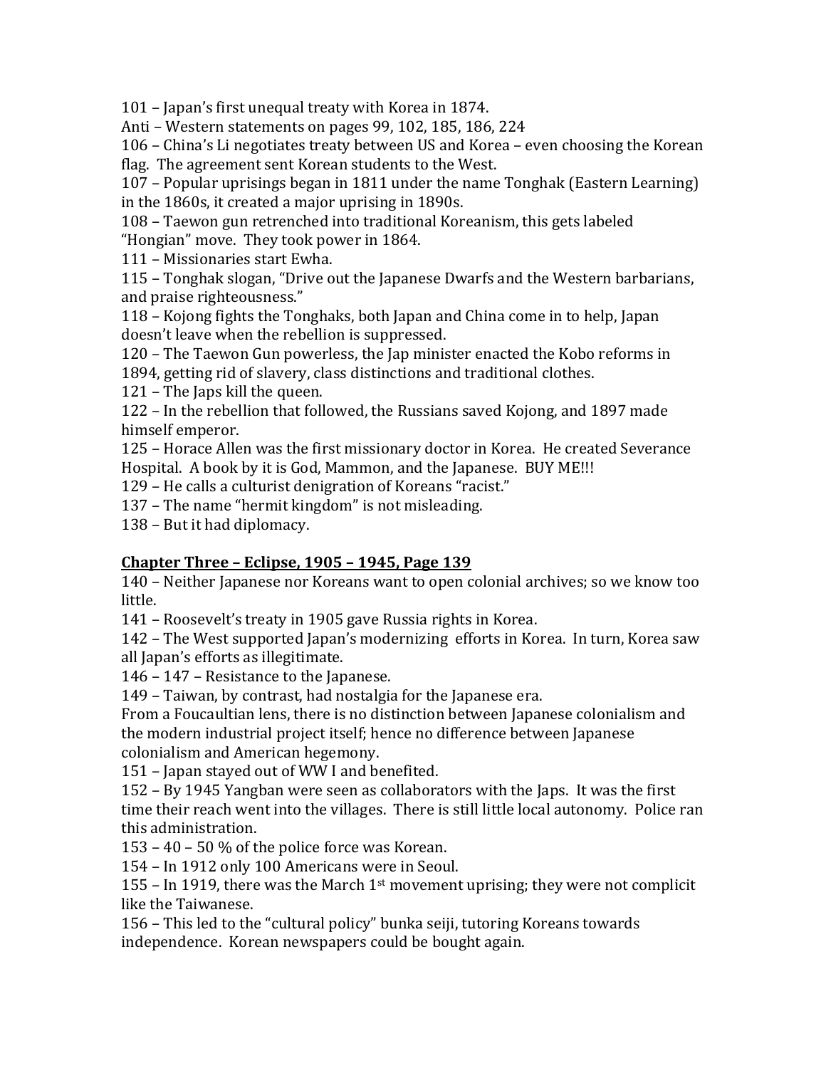101 – Japan's first unequal treaty with Korea in 1874.
Anti – Western statements on pages 99, 102, 185, 186, 224
106 – China's Li negotiates treaty between US and Korea – even choosing the Korean flag. The agreement sent Korean students to the West.
107 – Popular uprisings began in 1811 under the name Tonghak (Eastern Learning) in the 1860s, it created a major uprising in 1890s.
108 – Taewon gun retrenched into traditional Koreanism, this gets labeled "Hongian" move. They took power in 1864.
111 – Missionaries start Ewha.
115 – Tonghak slogan, "Drive out the Japanese Dwarfs and the Western barbarians, and praise righteousness."
118 – Kojong fights the Tonghaks, both Japan and China come in to help, Japan doesn't leave when the rebellion is suppressed.
120 – The Taewon Gun powerless, the Jap minister enacted the Kobo reforms in 1894, getting rid of slavery, class distinctions and traditional clothes.
121 – The Japs kill the queen.
122 – In the rebellion that followed, the Russians saved Kojong, and 1897 made himself emperor.
125 – Horace Allen was the first missionary doctor in Korea. He created Severance Hospital. A book by it is God, Mammon, and the Japanese. BUY ME!!!
129 – He calls a culturist denigration of Koreans "racist."
137 – The name "hermit kingdom" is not misleading.
138 – But it had diplomacy.

## Chapter Three – Eclipse, 1905 – 1945, Page 139

140 – Neither Japanese nor Koreans want to open colonial archives; so we know too little.
141 – Roosevelt's treaty in 1905 gave Russia rights in Korea.
142 – The West supported Japan's modernizing efforts in Korea. In turn, Korea saw all Japan's efforts as illegitimate.
146 – 147 – Resistance to the Japanese.
149 – Taiwan, by contrast, had nostalgia for the Japanese era.
From a Foucaultian lens, there is no distinction between Japanese colonialism and the modern industrial project itself; hence no difference between Japanese colonialism and American hegemony.
151 – Japan stayed out of WW I and benefited.
152 – By 1945 Yangban were seen as collaborators with the Japs. It was the first time their reach went into the villages. There is still little local autonomy. Police ran this administration.
153 – 40 – 50 % of the police force was Korean.
154 – In 1912 only 100 Americans were in Seoul.
155 – In 1919, there was the March 1st movement uprising; they were not complicit like the Taiwanese.
156 – This led to the "cultural policy" bunka seiji, tutoring Koreans towards independence. Korean newspapers could be bought again.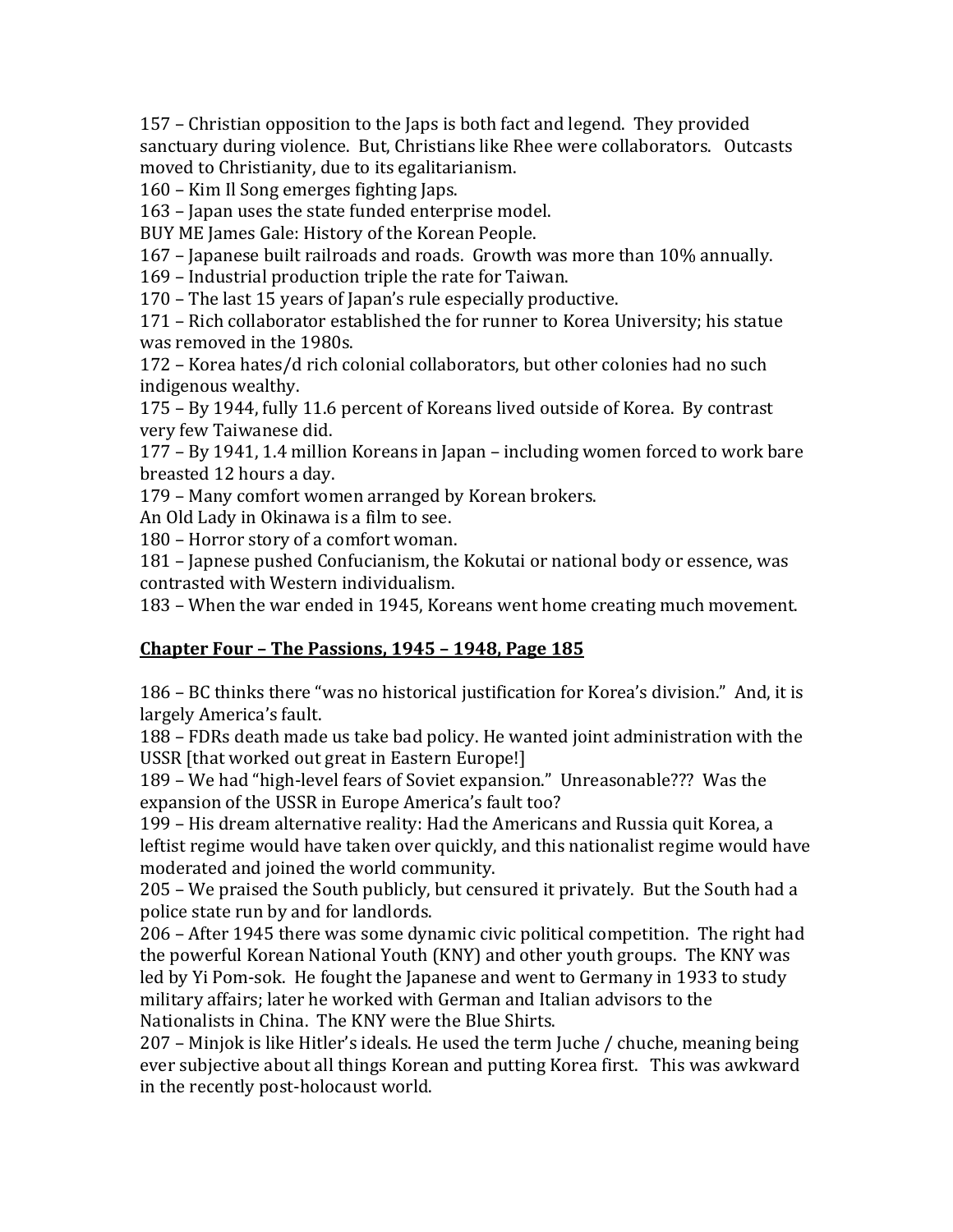157 – Christian opposition to the Japs is both fact and legend. They provided sanctuary during violence. But, Christians like Rhee were collaborators. Outcasts moved to Christianity, due to its egalitarianism.
160 – Kim Il Song emerges fighting Japs.
163 – Japan uses the state funded enterprise model.
BUY ME James Gale: History of the Korean People.
167 – Japanese built railroads and roads. Growth was more than 10% annually.
169 – Industrial production triple the rate for Taiwan.
170 – The last 15 years of Japan's rule especially productive.
171 – Rich collaborator established the for runner to Korea University; his statue was removed in the 1980s.
172 – Korea hates/d rich colonial collaborators, but other colonies had no such indigenous wealthy.
175 – By 1944, fully 11.6 percent of Koreans lived outside of Korea. By contrast very few Taiwanese did.
177 – By 1941, 1.4 million Koreans in Japan – including women forced to work bare breasted 12 hours a day.
179 – Many comfort women arranged by Korean brokers.
An Old Lady in Okinawa is a film to see.
180 – Horror story of a comfort woman.
181 – Japnese pushed Confucianism, the Kokutai or national body or essence, was contrasted with Western individualism.
183 – When the war ended in 1945, Koreans went home creating much movement.

## **<u>Chapter Four – The Passions, 1945 – 1948, Page 185</u>**

186 – BC thinks there "was no historical justification for Korea's division." And, it is largely America's fault.
188 – FDRs death made us take bad policy. He wanted joint administration with the USSR [that worked out great in Eastern Europe!]
189 – We had "high-level fears of Soviet expansion." Unreasonable??? Was the expansion of the USSR in Europe America's fault too?
199 – His dream alternative reality: Had the Americans and Russia quit Korea, a leftist regime would have taken over quickly, and this nationalist regime would have moderated and joined the world community.
205 – We praised the South publicly, but censured it privately. But the South had a police state run by and for landlords.
206 – After 1945 there was some dynamic civic political competition. The right had the powerful Korean National Youth (KNY) and other youth groups. The KNY was led by Yi Pom-sok. He fought the Japanese and went to Germany in 1933 to study military affairs; later he worked with German and Italian advisors to the Nationalists in China. The KNY were the Blue Shirts.
207 – Minjok is like Hitler's ideals. He used the term Juche / chuche, meaning being ever subjective about all things Korean and putting Korea first. This was awkward in the recently post-holocaust world.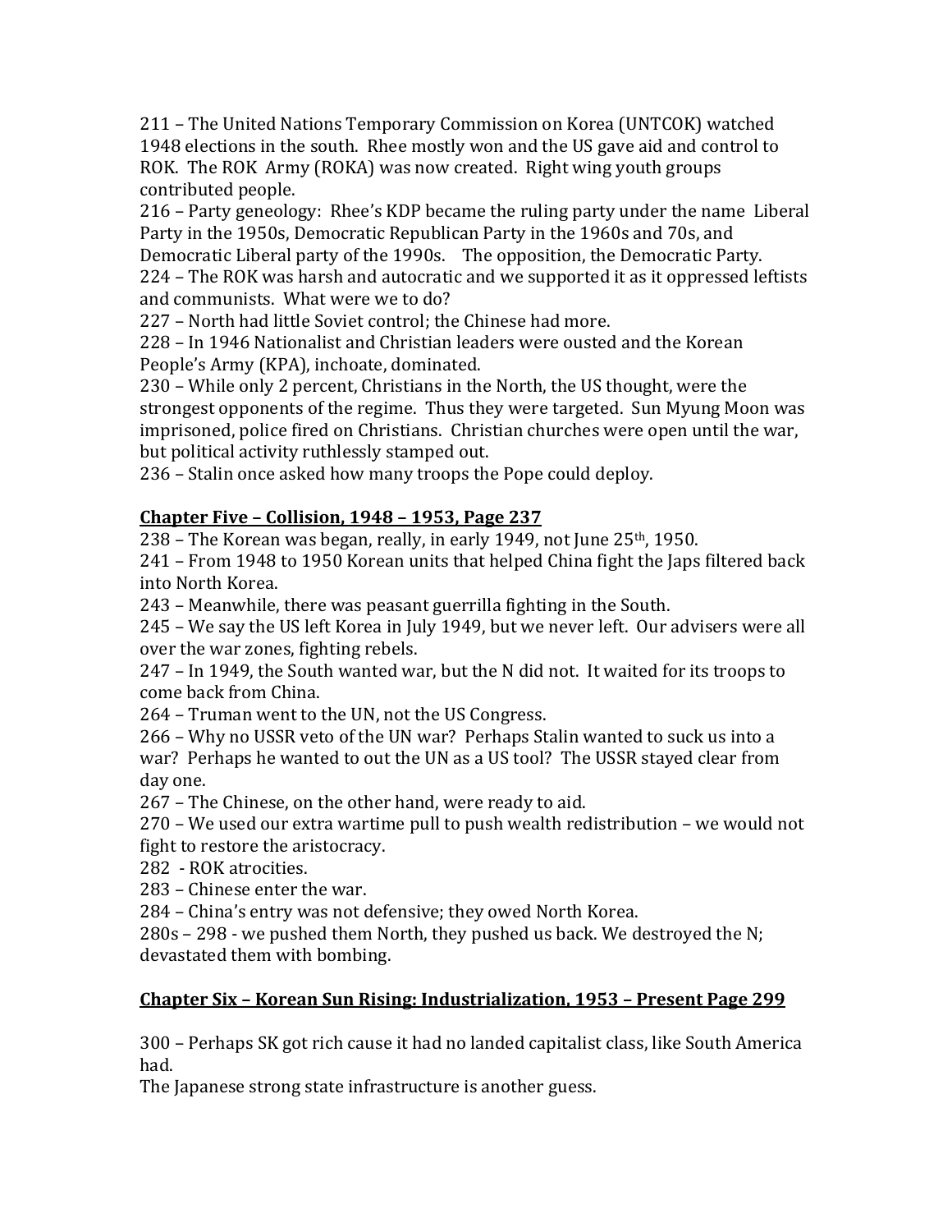211 – The United Nations Temporary Commission on Korea (UNTCOK) watched 1948 elections in the south. Rhee mostly won and the US gave aid and control to ROK. The ROK Army (ROKA) was now created. Right wing youth groups contributed people.

216 – Party geneology: Rhee's KDP became the ruling party under the name Liberal Party in the 1950s, Democratic Republican Party in the 1960s and 70s, and Democratic Liberal party of the 1990s. The opposition, the Democratic Party.

224 – The ROK was harsh and autocratic and we supported it as it oppressed leftists and communists. What were we to do?

227 – North had little Soviet control; the Chinese had more.

228 – In 1946 Nationalist and Christian leaders were ousted and the Korean People's Army (KPA), inchoate, dominated.

230 – While only 2 percent, Christians in the North, the US thought, were the strongest opponents of the regime. Thus they were targeted. Sun Myung Moon was imprisoned, police fired on Christians. Christian churches were open until the war, but political activity ruthlessly stamped out.

236 – Stalin once asked how many troops the Pope could deploy.

## <u>Chapter Five – Collision, 1948 – 1953, Page 237</u>

238 – The Korean was began, really, in early 1949, not June 25th, 1950.

241 – From 1948 to 1950 Korean units that helped China fight the Japs filtered back into North Korea.

243 – Meanwhile, there was peasant guerrilla fighting in the South.

245 – We say the US left Korea in July 1949, but we never left. Our advisers were all over the war zones, fighting rebels.

247 – In 1949, the South wanted war, but the N did not. It waited for its troops to come back from China.

264 – Truman went to the UN, not the US Congress.

266 – Why no USSR veto of the UN war? Perhaps Stalin wanted to suck us into a war? Perhaps he wanted to out the UN as a US tool? The USSR stayed clear from day one.

267 – The Chinese, on the other hand, were ready to aid.

270 – We used our extra wartime pull to push wealth redistribution – we would not fight to restore the aristocracy.

282 - ROK atrocities.

283 – Chinese enter the war.

284 – China's entry was not defensive; they owed North Korea.

280s – 298 - we pushed them North, they pushed us back. We destroyed the N; devastated them with bombing.

## <u>Chapter Six – Korean Sun Rising: Industrialization, 1953 – Present Page 299</u>

300 – Perhaps SK got rich cause it had no landed capitalist class, like South America had.

The Japanese strong state infrastructure is another guess.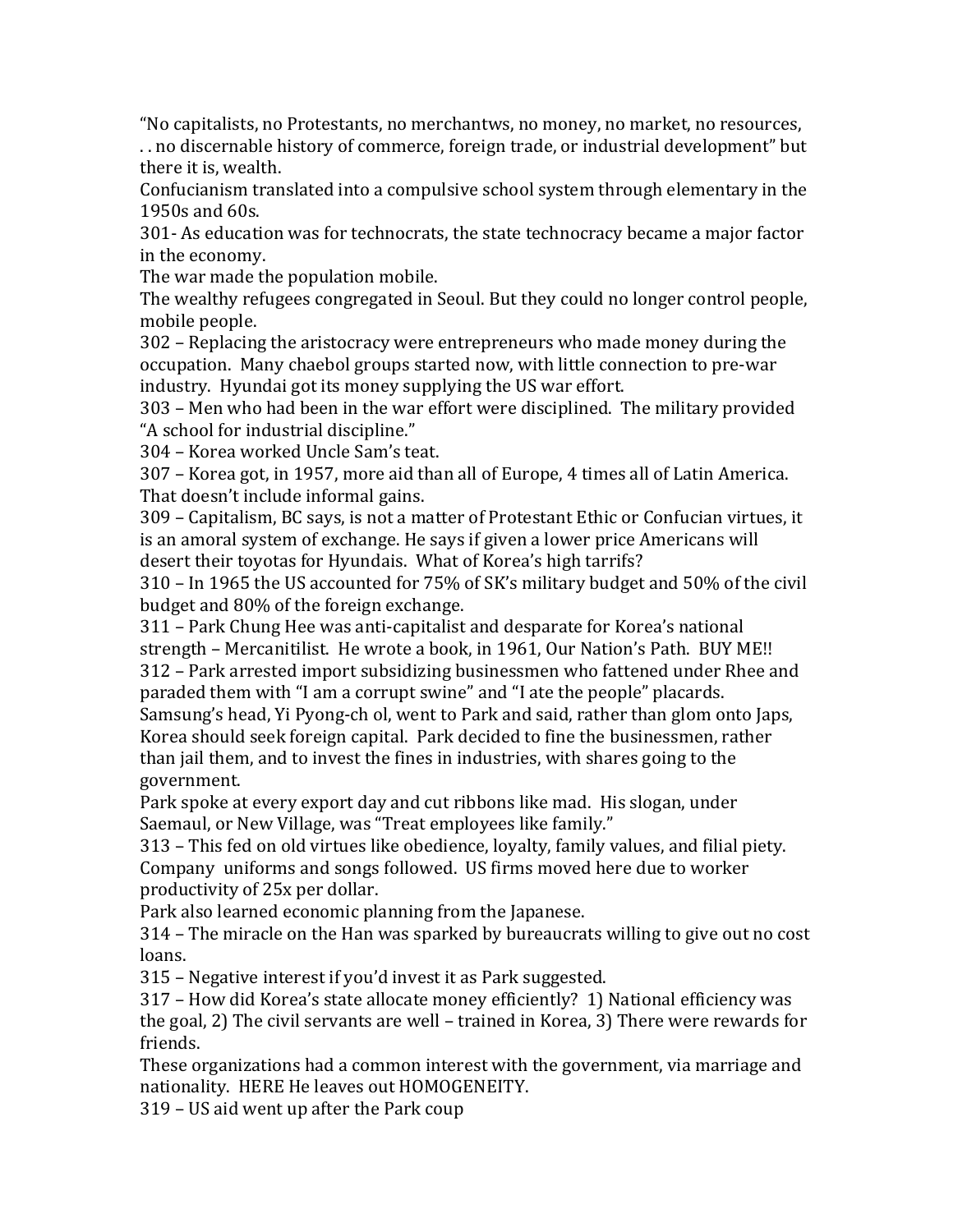"No capitalists, no Protestants, no merchantws, no money, no market, no resources, . . no discernable history of commerce, foreign trade, or industrial development" but there it is, wealth.

Confucianism translated into a compulsive school system through elementary in the 1950s and 60s.

301- As education was for technocrats, the state technocracy became a major factor in the economy.

The war made the population mobile.

The wealthy refugees congregated in Seoul. But they could no longer control people, mobile people.

302 – Replacing the aristocracy were entrepreneurs who made money during the occupation. Many chaebol groups started now, with little connection to pre-war industry. Hyundai got its money supplying the US war effort.

303 – Men who had been in the war effort were disciplined. The military provided "A school for industrial discipline."

304 – Korea worked Uncle Sam's teat.

307 – Korea got, in 1957, more aid than all of Europe, 4 times all of Latin America. That doesn't include informal gains.

309 – Capitalism, BC says, is not a matter of Protestant Ethic or Confucian virtues, it is an amoral system of exchange. He says if given a lower price Americans will desert their toyotas for Hyundais. What of Korea's high tarrifs?

310 – In 1965 the US accounted for 75% of SK's military budget and 50% of the civil budget and 80% of the foreign exchange.

311 – Park Chung Hee was anti-capitalist and desparate for Korea's national strength – Mercanitilist. He wrote a book, in 1961, Our Nation's Path. BUY ME!!

312 – Park arrested import subsidizing businessmen who fattened under Rhee and paraded them with "I am a corrupt swine" and "I ate the people" placards. Samsung's head, Yi Pyong-ch ol, went to Park and said, rather than glom onto Japs, Korea should seek foreign capital. Park decided to fine the businessmen, rather than jail them, and to invest the fines in industries, with shares going to the government.

Park spoke at every export day and cut ribbons like mad. His slogan, under Saemaul, or New Village, was "Treat employees like family."

313 – This fed on old virtues like obedience, loyalty, family values, and filial piety. Company uniforms and songs followed. US firms moved here due to worker productivity of 25x per dollar.

Park also learned economic planning from the Japanese.

314 – The miracle on the Han was sparked by bureaucrats willing to give out no cost loans.

315 – Negative interest if you'd invest it as Park suggested.

317 – How did Korea's state allocate money efficiently? 1) National efficiency was the goal, 2) The civil servants are well – trained in Korea, 3) There were rewards for friends.

These organizations had a common interest with the government, via marriage and nationality. HERE He leaves out HOMOGENEITY.

319 – US aid went up after the Park coup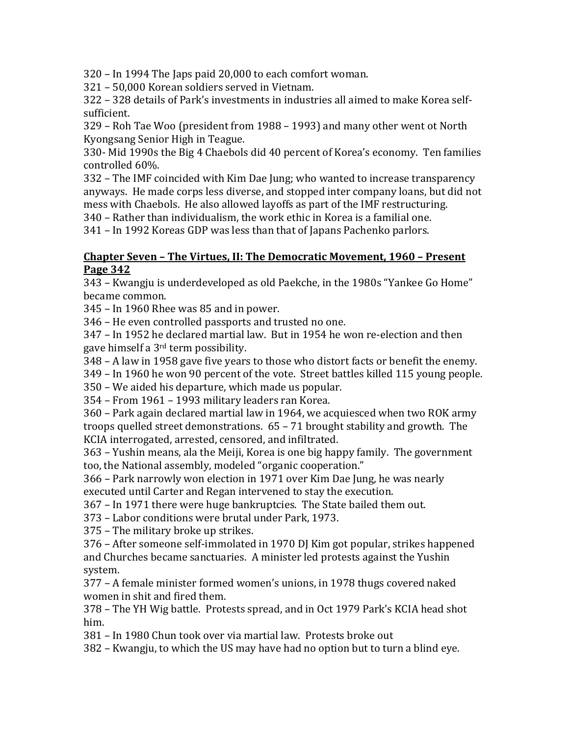320 – In 1994 The Japs paid 20,000 to each comfort woman.
321 – 50,000 Korean soldiers served in Vietnam.
322 – 328 details of Park's investments in industries all aimed to make Korea self-sufficient.
329 – Roh Tae Woo (president from 1988 – 1993) and many other went ot North Kyongsang Senior High in Teague.
330- Mid 1990s the Big 4 Chaebols did 40 percent of Korea's economy. Ten families controlled 60%.
332 – The IMF coincided with Kim Dae Jung; who wanted to increase transparency anyways. He made corps less diverse, and stopped inter company loans, but did not mess with Chaebols. He also allowed layoffs as part of the IMF restructuring.
340 – Rather than individualism, the work ethic in Korea is a familial one.
341 – In 1992 Koreas GDP was less than that of Japans Pachenko parlors.

**<u>Chapter Seven – The Virtues, II: The Democratic Movement, 1960 – Present Page 342</u>**

343 – Kwangju is underdeveloped as old Paekche, in the 1980s "Yankee Go Home" became common.
345 – In 1960 Rhee was 85 and in power.
346 – He even controlled passports and trusted no one.
347 – In 1952 he declared martial law. But in 1954 he won re-election and then gave himself a 3rd term possibility.
348 – A law in 1958 gave five years to those who distort facts or benefit the enemy.
349 – In 1960 he won 90 percent of the vote. Street battles killed 115 young people.
350 – We aided his departure, which made us popular.
354 – From 1961 – 1993 military leaders ran Korea.
360 – Park again declared martial law in 1964, we acquiesced when two ROK army troops quelled street demonstrations. 65 – 71 brought stability and growth. The KCIA interrogated, arrested, censored, and infiltrated.
363 – Yushin means, ala the Meiji, Korea is one big happy family. The government too, the National assembly, modeled "organic cooperation."
366 – Park narrowly won election in 1971 over Kim Dae Jung, he was nearly executed until Carter and Regan intervened to stay the execution.
367 – In 1971 there were huge bankruptcies. The State bailed them out.
373 – Labor conditions were brutal under Park, 1973.
375 – The military broke up strikes.
376 – After someone self-immolated in 1970 DJ Kim got popular, strikes happened and Churches became sanctuaries. A minister led protests against the Yushin system.
377 – A female minister formed women's unions, in 1978 thugs covered naked women in shit and fired them.
378 – The YH Wig battle. Protests spread, and in Oct 1979 Park's KCIA head shot him.
381 – In 1980 Chun took over via martial law. Protests broke out
382 – Kwangju, to which the US may have had no option but to turn a blind eye.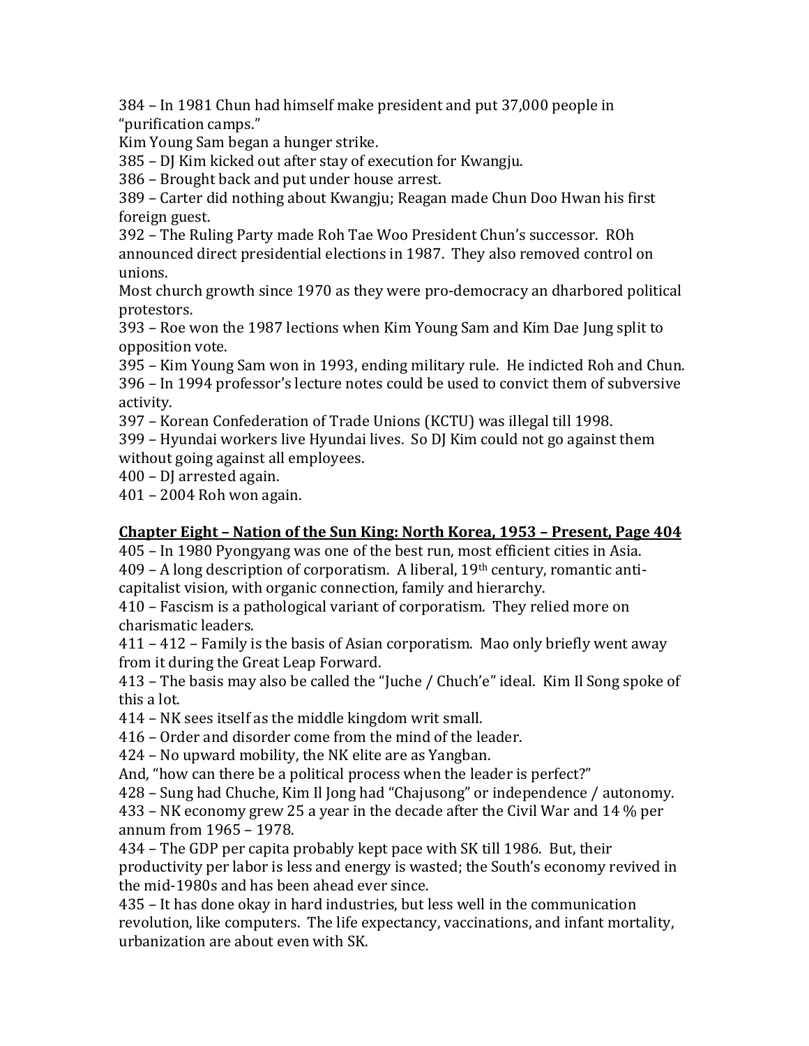384 – In 1981 Chun had himself make president and put 37,000 people in "purification camps."

Kim Young Sam began a hunger strike.

385 – DJ Kim kicked out after stay of execution for Kwangju.

386 – Brought back and put under house arrest.

389 – Carter did nothing about Kwangju; Reagan made Chun Doo Hwan his first foreign guest.

392 – The Ruling Party made Roh Tae Woo President Chun's successor. ROh announced direct presidential elections in 1987. They also removed control on unions.

Most church growth since 1970 as they were pro-democracy an dharbored political protestors.

393 – Roe won the 1987 lections when Kim Young Sam and Kim Dae Jung split to opposition vote.

395 – Kim Young Sam won in 1993, ending military rule. He indicted Roh and Chun.

396 – In 1994 professor's lecture notes could be used to convict them of subversive activity.

397 – Korean Confederation of Trade Unions (KCTU) was illegal till 1998.

399 – Hyundai workers live Hyundai lives. So DJ Kim could not go against them without going against all employees.

400 – DJ arrested again.

401 – 2004 Roh won again.

**Chapter Eight – Nation of the Sun King: North Korea, 1953 – Present, Page 404**

405 – In 1980 Pyongyang was one of the best run, most efficient cities in Asia.

409 – A long description of corporatism. A liberal, 19th century, romantic anti-capitalist vision, with organic connection, family and hierarchy.

410 – Fascism is a pathological variant of corporatism. They relied more on charismatic leaders.

411 – 412 – Family is the basis of Asian corporatism. Mao only briefly went away from it during the Great Leap Forward.

413 – The basis may also be called the "Juche / Chuch'e" ideal. Kim Il Song spoke of this a lot.

414 – NK sees itself as the middle kingdom writ small.

416 – Order and disorder come from the mind of the leader.

424 – No upward mobility, the NK elite are as Yangban.

And, "how can there be a political process when the leader is perfect?"

428 – Sung had Chuche, Kim Il Jong had "Chajusong" or independence / autonomy.

433 – NK economy grew 25 a year in the decade after the Civil War and 14 % per annum from 1965 – 1978.

434 – The GDP per capita probably kept pace with SK till 1986. But, their productivity per labor is less and energy is wasted; the South's economy revived in the mid-1980s and has been ahead ever since.

435 – It has done okay in hard industries, but less well in the communication revolution, like computers. The life expectancy, vaccinations, and infant mortality, urbanization are about even with SK.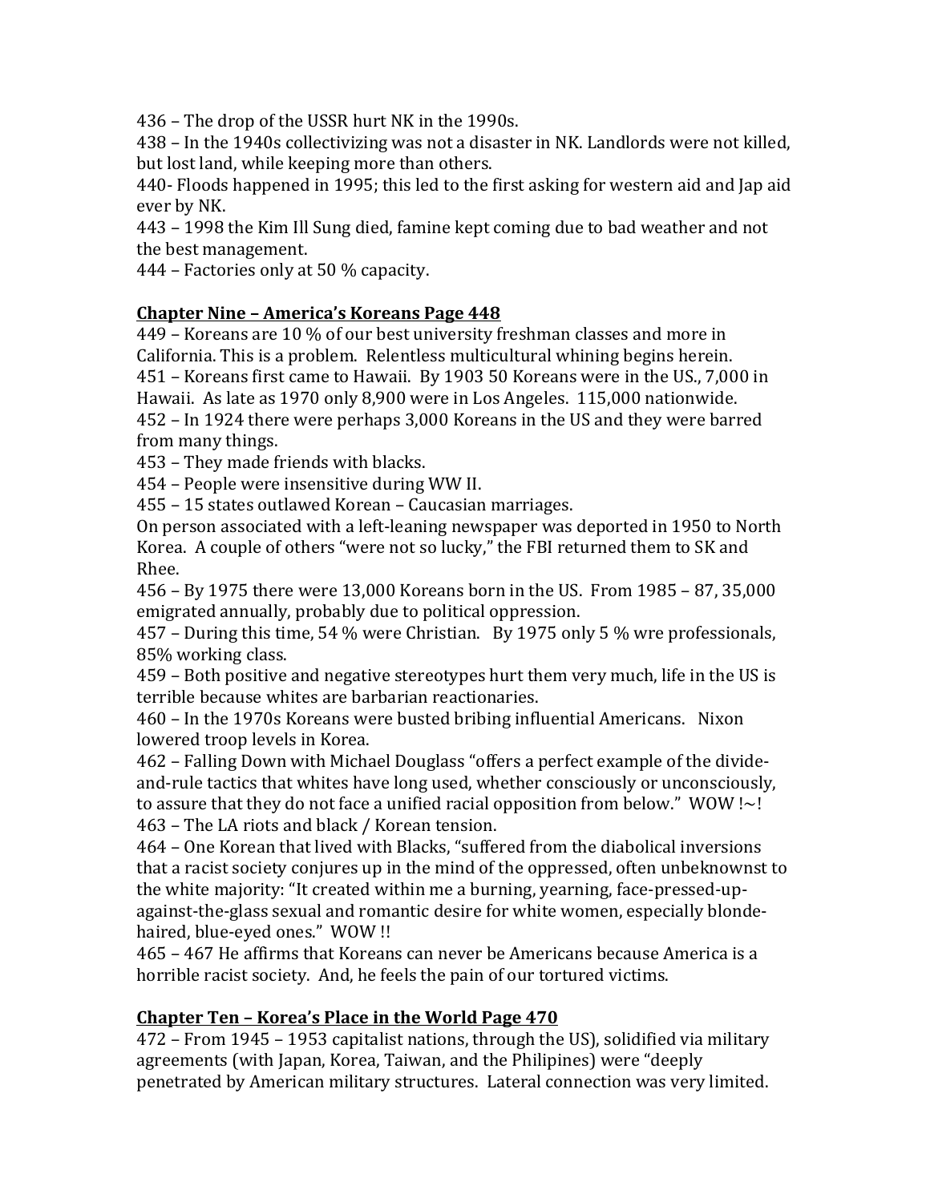436 – The drop of the USSR hurt NK in the 1990s.
438 – In the 1940s collectivizing was not a disaster in NK. Landlords were not killed, but lost land, while keeping more than others.
440- Floods happened in 1995; this led to the first asking for western aid and Jap aid ever by NK.
443 – 1998 the Kim Ill Sung died, famine kept coming due to bad weather and not the best management.
444 – Factories only at 50 % capacity.

**Chapter Nine – America's Koreans Page 448**

449 – Koreans are 10 % of our best university freshman classes and more in California. This is a problem. Relentless multicultural whining begins herein.
451 – Koreans first came to Hawaii. By 1903 50 Koreans were in the US., 7,000 in Hawaii. As late as 1970 only 8,900 were in Los Angeles. 115,000 nationwide.
452 – In 1924 there were perhaps 3,000 Koreans in the US and they were barred from many things.
453 – They made friends with blacks.
454 – People were insensitive during WW II.
455 – 15 states outlawed Korean – Caucasian marriages.
On person associated with a left-leaning newspaper was deported in 1950 to North Korea. A couple of others "were not so lucky," the FBI returned them to SK and Rhee.
456 – By 1975 there were 13,000 Koreans born in the US. From 1985 – 87, 35,000 emigrated annually, probably due to political oppression.
457 – During this time, 54 % were Christian. By 1975 only 5 % wre professionals, 85% working class.
459 – Both positive and negative stereotypes hurt them very much, life in the US is terrible because whites are barbarian reactionaries.
460 – In the 1970s Koreans were busted bribing influential Americans. Nixon lowered troop levels in Korea.
462 – Falling Down with Michael Douglass "offers a perfect example of the divide-and-rule tactics that whites have long used, whether consciously or unconsciously, to assure that they do not face a unified racial opposition from below." WOW !~!
463 – The LA riots and black / Korean tension.
464 – One Korean that lived with Blacks, "suffered from the diabolical inversions that a racist society conjures up in the mind of the oppressed, often unbeknownst to the white majority: "It created within me a burning, yearning, face-pressed-up-against-the-glass sexual and romantic desire for white women, especially blonde-haired, blue-eyed ones." WOW !!
465 – 467 He affirms that Koreans can never be Americans because America is a horrible racist society. And, he feels the pain of our tortured victims.

**Chapter Ten – Korea's Place in the World Page 470**

472 – From 1945 – 1953 capitalist nations, through the US), solidified via military agreements (with Japan, Korea, Taiwan, and the Philipines) were "deeply penetrated by American military structures. Lateral connection was very limited.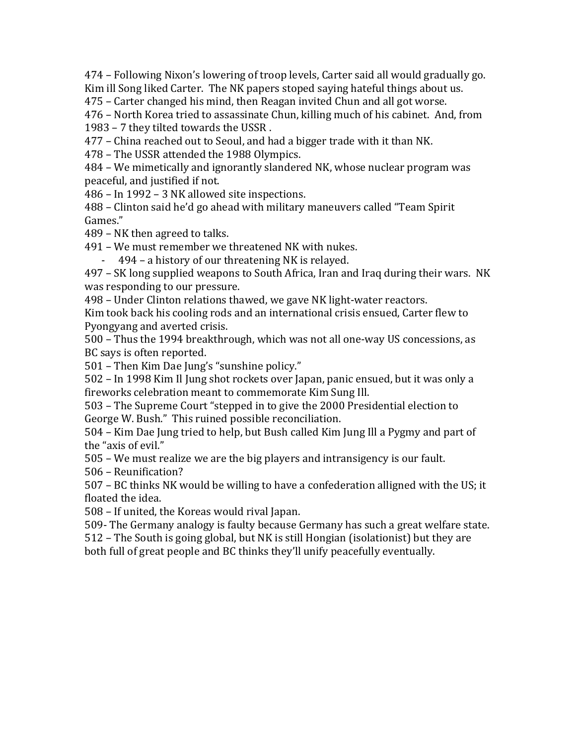474 – Following Nixon's lowering of troop levels, Carter said all would gradually go. Kim ill Song liked Carter. The NK papers stoped saying hateful things about us.

475 – Carter changed his mind, then Reagan invited Chun and all got worse.

476 – North Korea tried to assassinate Chun, killing much of his cabinet. And, from 1983 – 7 they tilted towards the USSR .

477 – China reached out to Seoul, and had a bigger trade with it than NK.

478 – The USSR attended the 1988 Olympics.

484 – We mimetically and ignorantly slandered NK, whose nuclear program was peaceful, and justified if not.

486 – In 1992 – 3 NK allowed site inspections.

488 – Clinton said he'd go ahead with military maneuvers called "Team Spirit Games."

489 – NK then agreed to talks.

491 – We must remember we threatened NK with nukes.

- 494 – a history of our threatening NK is relayed.

497 – SK long supplied weapons to South Africa, Iran and Iraq during their wars. NK was responding to our pressure.

498 – Under Clinton relations thawed, we gave NK light-water reactors. Kim took back his cooling rods and an international crisis ensued, Carter flew to Pyongyang and averted crisis.

500 – Thus the 1994 breakthrough, which was not all one-way US concessions, as BC says is often reported.

501 – Then Kim Dae Jung's "sunshine policy."

502 – In 1998 Kim Il Jung shot rockets over Japan, panic ensued, but it was only a fireworks celebration meant to commemorate Kim Sung Ill.

503 – The Supreme Court "stepped in to give the 2000 Presidential election to George W. Bush." This ruined possible reconciliation.

504 – Kim Dae Jung tried to help, but Bush called Kim Jung Ill a Pygmy and part of the "axis of evil."

505 – We must realize we are the big players and intransigency is our fault.

506 – Reunification?

507 – BC thinks NK would be willing to have a confederation alligned with the US; it floated the idea.

508 – If united, the Koreas would rival Japan.

509- The Germany analogy is faulty because Germany has such a great welfare state.

512 – The South is going global, but NK is still Hongian (isolationist) but they are both full of great people and BC thinks they'll unify peacefully eventually.